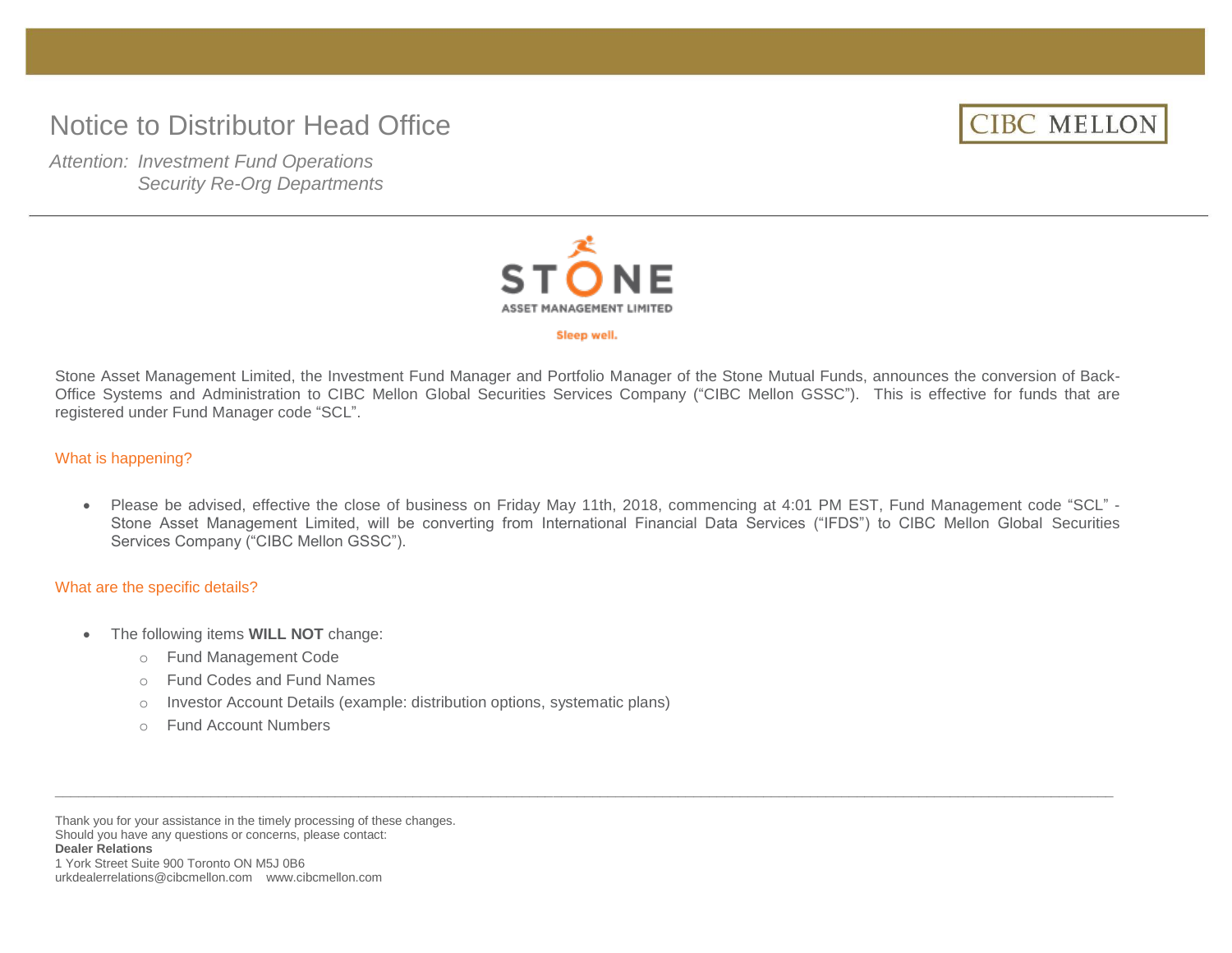# Notice to Distributor Head Office

*Attention: Investment Fund Operations*
*Security Re-Org Departments*

CIBC MELLON

STONE
ASSET MANAGEMENT LIMITED
Sleep well.

Stone Asset Management Limited, the Investment Fund Manager and Portfolio Manager of the Stone Mutual Funds, announces the conversion of Back-Office Systems and Administration to CIBC Mellon Global Securities Services Company ("CIBC Mellon GSSC"). This is effective for funds that are registered under Fund Manager code "SCL".

## What is happening?

- Please be advised, effective the close of business on Friday May 11th, 2018, commencing at 4:01 PM EST, Fund Management code "SCL" - Stone Asset Management Limited, will be converting from International Financial Data Services ("IFDS") to CIBC Mellon Global Securities Services Company ("CIBC Mellon GSSC").

## What are the specific details?

- The following items **WILL NOT** change:
  - Fund Management Code
  - Fund Codes and Fund Names
  - Investor Account Details (example: distribution options, systematic plans)
  - Fund Account Numbers

---

Thank you for your assistance in the timely processing of these changes.
Should you have any questions or concerns, please contact:
**Dealer Relations**
1 York Street Suite 900 Toronto ON M5J 0B6
urkdealerrelations@cibcmellon.com    www.cibcmellon.com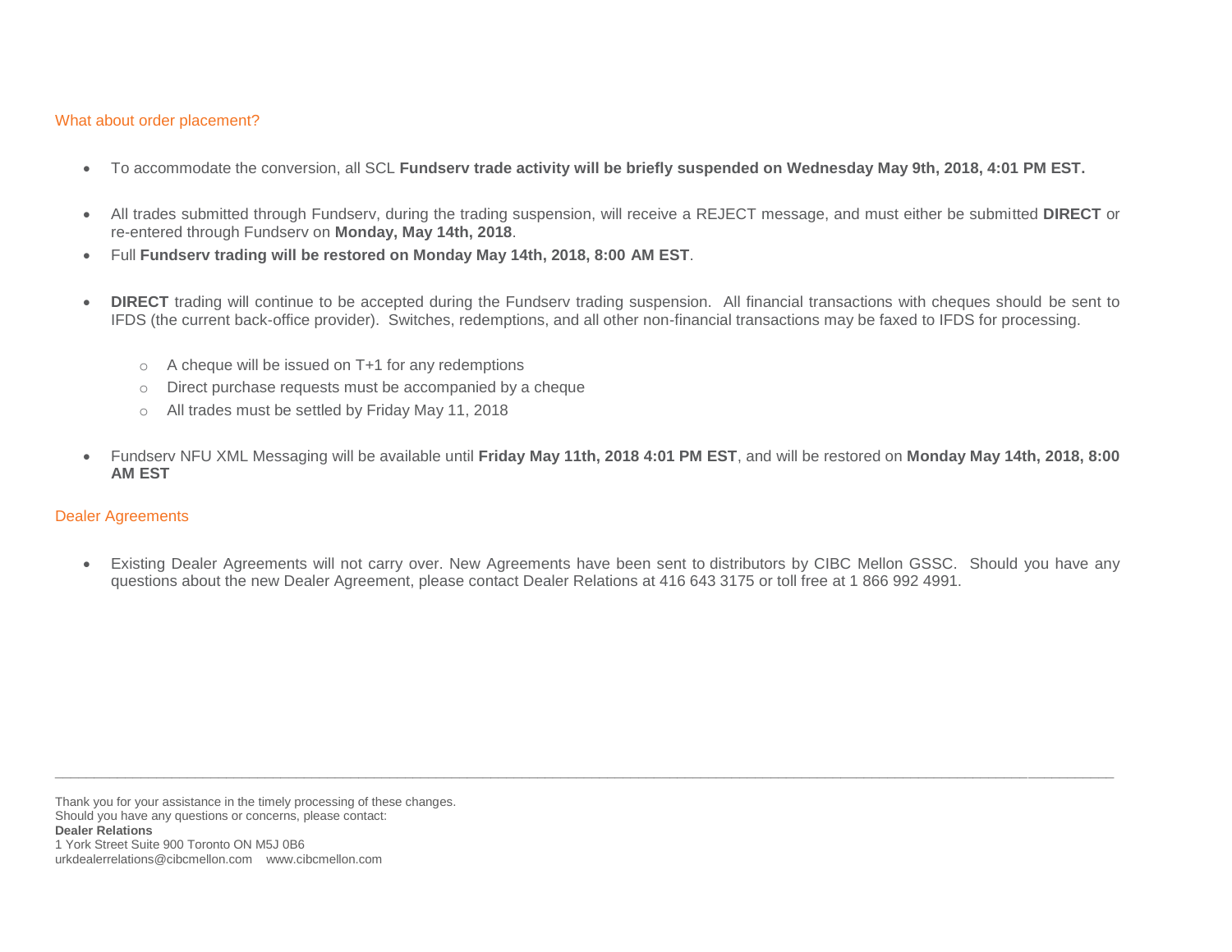## What about order placement?

- To accommodate the conversion, all SCL **Fundserv trade activity will be briefly suspended on Wednesday May 9th, 2018, 4:01 PM EST.**
- All trades submitted through Fundserv, during the trading suspension, will receive a REJECT message, and must either be submitted **DIRECT** or re-entered through Fundserv on **Monday, May 14th, 2018**.
- Full **Fundserv trading will be restored on Monday May 14th, 2018, 8:00 AM EST**.
- **DIRECT** trading will continue to be accepted during the Fundserv trading suspension. All financial transactions with cheques should be sent to IFDS (the current back-office provider). Switches, redemptions, and all other non-financial transactions may be faxed to IFDS for processing.
  - A cheque will be issued on T+1 for any redemptions
  - Direct purchase requests must be accompanied by a cheque
  - All trades must be settled by Friday May 11, 2018
- Fundserv NFU XML Messaging will be available until **Friday May 11th, 2018 4:01 PM EST**, and will be restored on **Monday May 14th, 2018, 8:00 AM EST**

## Dealer Agreements

- Existing Dealer Agreements will not carry over. New Agreements have been sent to distributors by CIBC Mellon GSSC. Should you have any questions about the new Dealer Agreement, please contact Dealer Relations at 416 643 3175 or toll free at 1 866 992 4991.

---

Thank you for your assistance in the timely processing of these changes.
Should you have any questions or concerns, please contact:
**Dealer Relations**
1 York Street Suite 900 Toronto ON M5J 0B6
urkdealerrelations@cibcmellon.com www.cibcmellon.com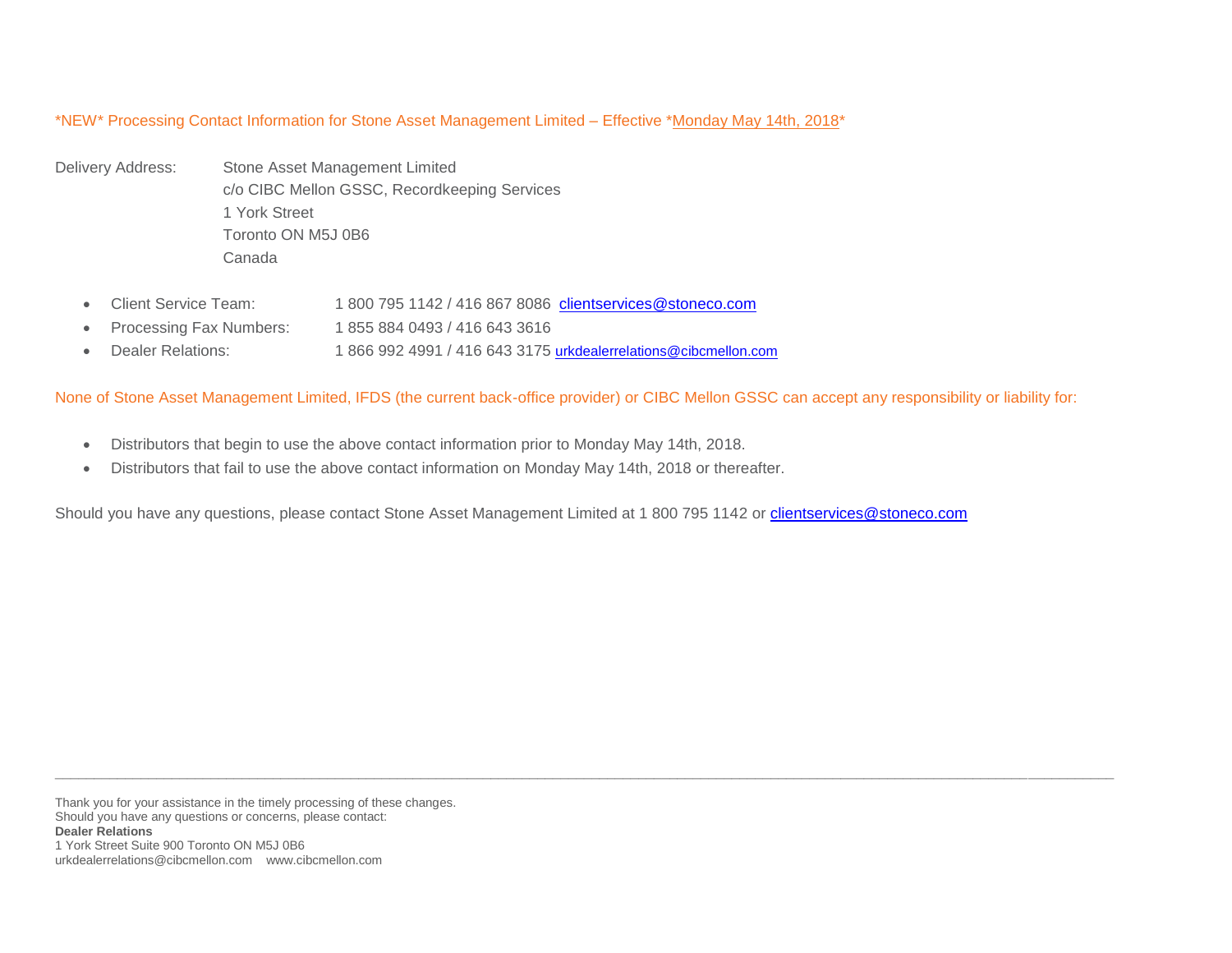*NEW* Processing Contact Information for Stone Asset Management Limited – Effective *Monday May 14th, 2018*

Delivery Address: Stone Asset Management Limited
c/o CIBC Mellon GSSC, Recordkeeping Services
1 York Street
Toronto ON M5J 0B6
Canada

- Client Service Team: 1 800 795 1142 / 416 867 8086 clientservices@stoneco.com
- Processing Fax Numbers: 1 855 884 0493 / 416 643 3616
- Dealer Relations: 1 866 992 4991 / 416 643 3175 urkdealerrelations@cibcmellon.com

None of Stone Asset Management Limited, IFDS (the current back-office provider) or CIBC Mellon GSSC can accept any responsibility or liability for:

- Distributors that begin to use the above contact information prior to Monday May 14th, 2018.
- Distributors that fail to use the above contact information on Monday May 14th, 2018 or thereafter.

Should you have any questions, please contact Stone Asset Management Limited at 1 800 795 1142 or clientservices@stoneco.com

---

Thank you for your assistance in the timely processing of these changes.
Should you have any questions or concerns, please contact:
**Dealer Relations**
1 York Street Suite 900 Toronto ON M5J 0B6
urkdealerrelations@cibcmellon.com www.cibcmellon.com